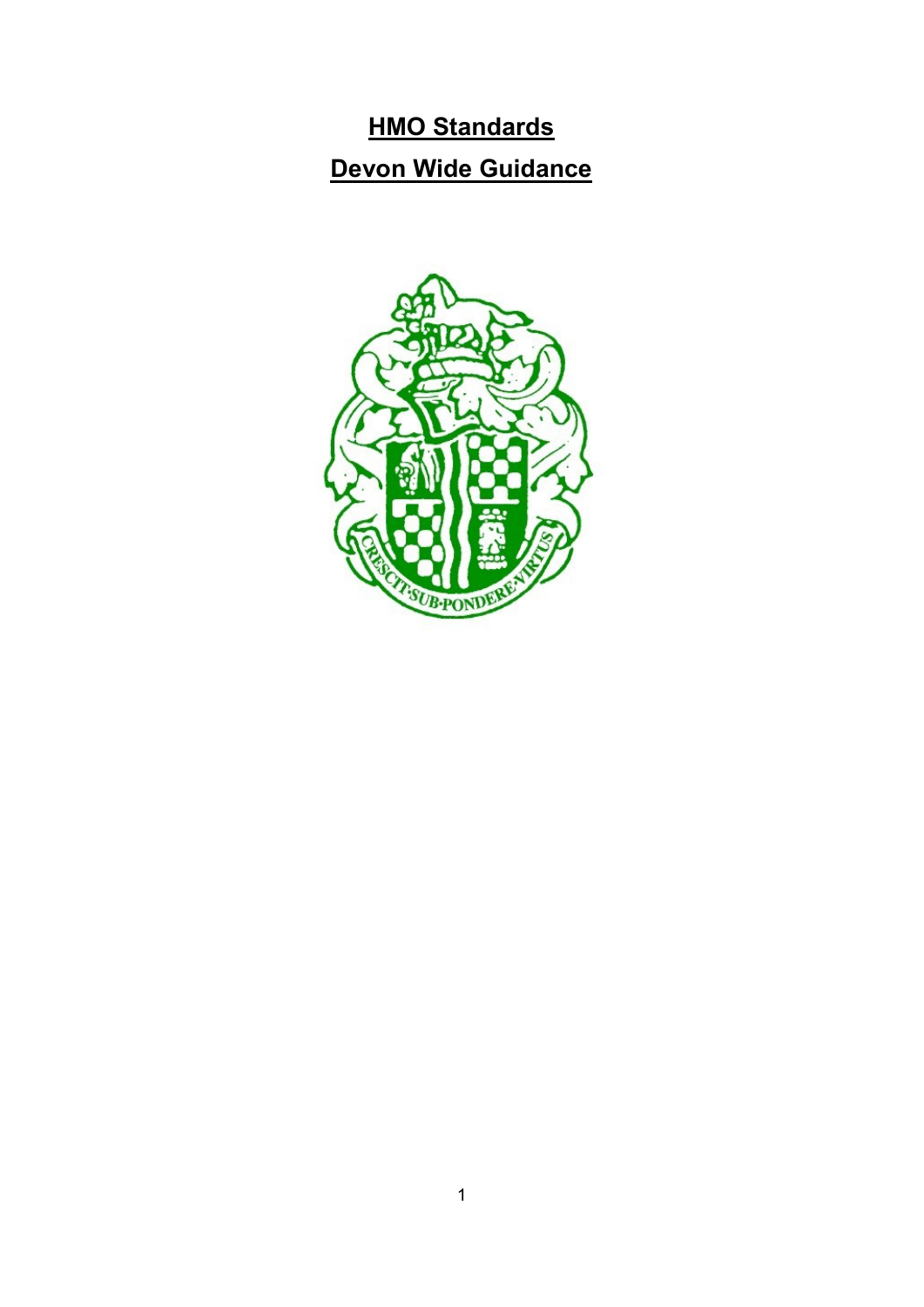# HMO Standards

# Devon Wide Guidance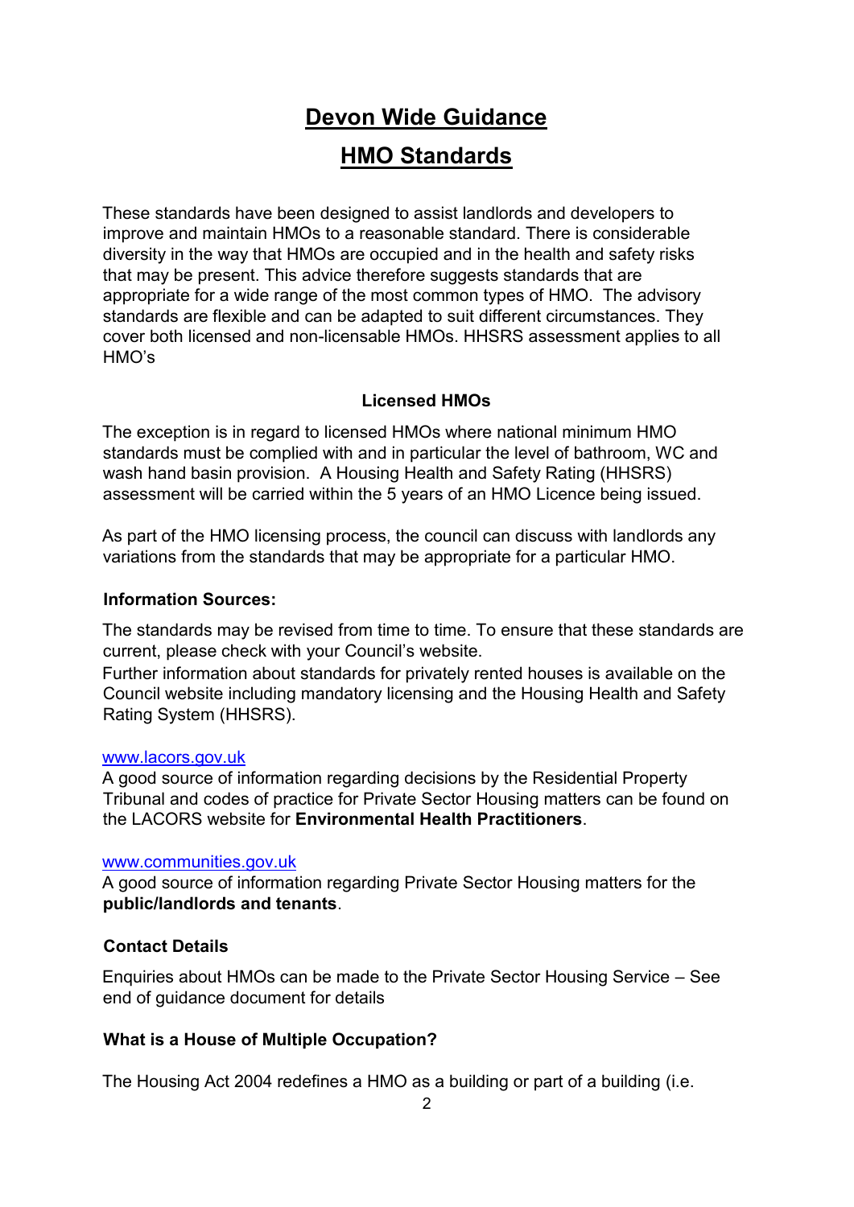# Devon Wide Guidance

# HMO Standards

These standards have been designed to assist landlords and developers to improve and maintain HMOs to a reasonable standard. There is considerable diversity in the way that HMOs are occupied and in the health and safety risks that may be present. This advice therefore suggests standards that are appropriate for a wide range of the most common types of HMO. The advisory standards are flexible and can be adapted to suit different circumstances. They cover both licensed and non-licensable HMOs. HHSRS assessment applies to all HMO's

**Licensed HMOs**

The exception is in regard to licensed HMOs where national minimum HMO standards must be complied with and in particular the level of bathroom, WC and wash hand basin provision. A Housing Health and Safety Rating (HHSRS) assessment will be carried within the 5 years of an HMO Licence being issued.

As part of the HMO licensing process, the council can discuss with landlords any variations from the standards that may be appropriate for a particular HMO.

### Information Sources:

The standards may be revised from time to time. To ensure that these standards are current, please check with your Council's website.
Further information about standards for privately rented houses is available on the Council website including mandatory licensing and the Housing Health and Safety Rating System (HHSRS).

www.lacors.gov.uk
A good source of information regarding decisions by the Residential Property Tribunal and codes of practice for Private Sector Housing matters can be found on the LACORS website for **Environmental Health Practitioners**.

www.communities.gov.uk
A good source of information regarding Private Sector Housing matters for the **public/landlords and tenants**.

### Contact Details

Enquiries about HMOs can be made to the Private Sector Housing Service – See end of guidance document for details

### What is a House of Multiple Occupation?

The Housing Act 2004 redefines a HMO as a building or part of a building (i.e.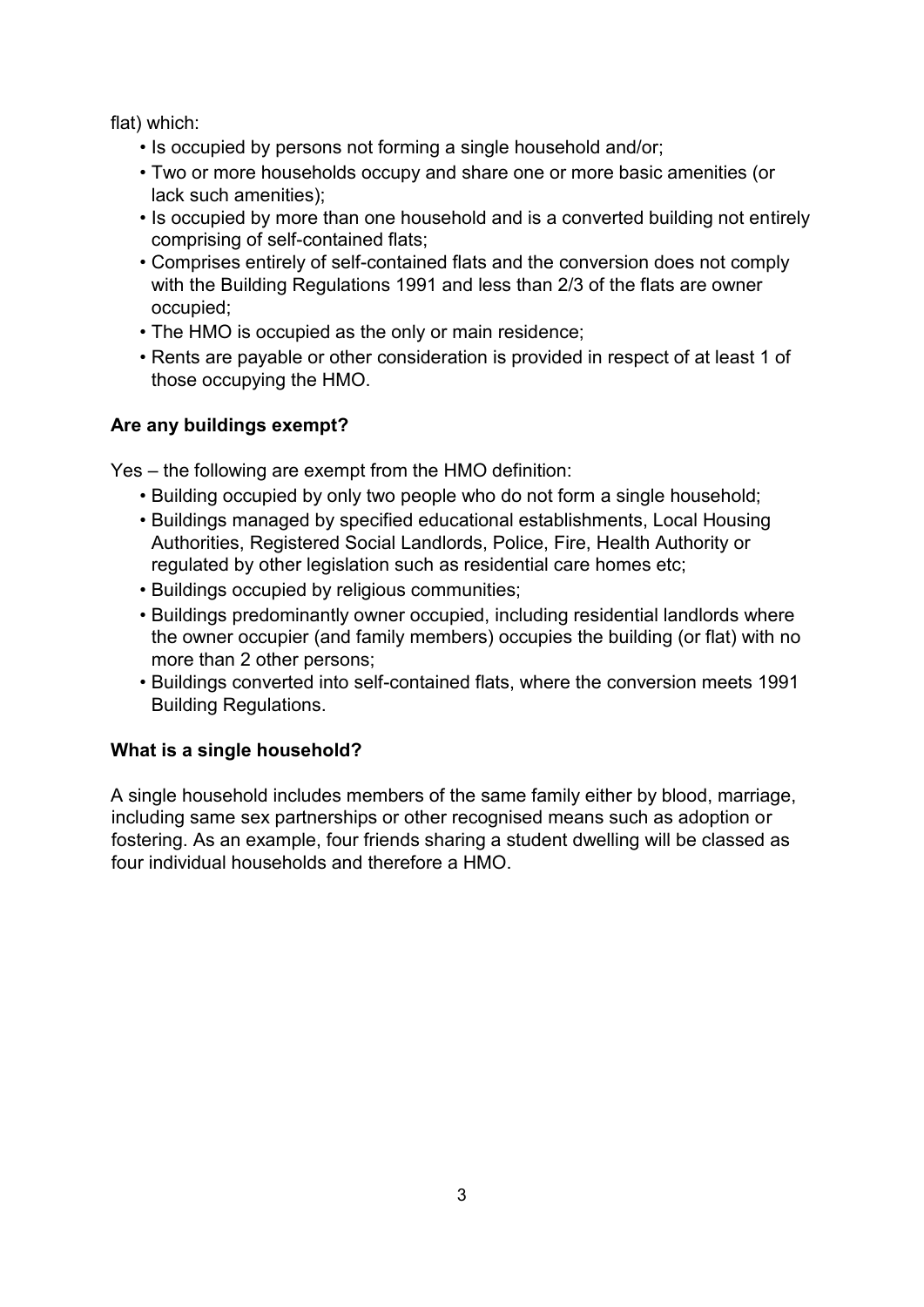flat) which:

- Is occupied by persons not forming a single household and/or;
- Two or more households occupy and share one or more basic amenities (or lack such amenities);
- Is occupied by more than one household and is a converted building not entirely comprising of self-contained flats;
- Comprises entirely of self-contained flats and the conversion does not comply with the Building Regulations 1991 and less than 2/3 of the flats are owner occupied;
- The HMO is occupied as the only or main residence;
- Rents are payable or other consideration is provided in respect of at least 1 of those occupying the HMO.

**Are any buildings exempt?**

Yes – the following are exempt from the HMO definition:

- Building occupied by only two people who do not form a single household;
- Buildings managed by specified educational establishments, Local Housing Authorities, Registered Social Landlords, Police, Fire, Health Authority or regulated by other legislation such as residential care homes etc;
- Buildings occupied by religious communities;
- Buildings predominantly owner occupied, including residential landlords where the owner occupier (and family members) occupies the building (or flat) with no more than 2 other persons;
- Buildings converted into self-contained flats, where the conversion meets 1991 Building Regulations.

**What is a single household?**

A single household includes members of the same family either by blood, marriage, including same sex partnerships or other recognised means such as adoption or fostering. As an example, four friends sharing a student dwelling will be classed as four individual households and therefore a HMO.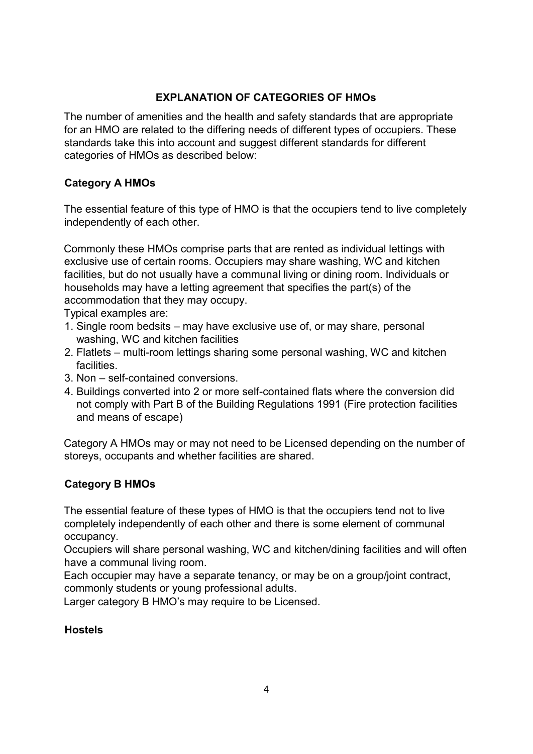## EXPLANATION OF CATEGORIES OF HMOs

The number of amenities and the health and safety standards that are appropriate for an HMO are related to the differing needs of different types of occupiers. These standards take this into account and suggest different standards for different categories of HMOs as described below:

### Category A HMOs

The essential feature of this type of HMO is that the occupiers tend to live completely independently of each other.

Commonly these HMOs comprise parts that are rented as individual lettings with exclusive use of certain rooms. Occupiers may share washing, WC and kitchen facilities, but do not usually have a communal living or dining room. Individuals or households may have a letting agreement that specifies the part(s) of the accommodation that they may occupy.

Typical examples are:

1. Single room bedsits – may have exclusive use of, or may share, personal washing, WC and kitchen facilities
2. Flatlets – multi-room lettings sharing some personal washing, WC and kitchen facilities.
3. Non – self-contained conversions.
4. Buildings converted into 2 or more self-contained flats where the conversion did not comply with Part B of the Building Regulations 1991 (Fire protection facilities and means of escape)

Category A HMOs may or may not need to be Licensed depending on the number of storeys, occupants and whether facilities are shared.

### Category B HMOs

The essential feature of these types of HMO is that the occupiers tend not to live completely independently of each other and there is some element of communal occupancy.

Occupiers will share personal washing, WC and kitchen/dining facilities and will often have a communal living room.

Each occupier may have a separate tenancy, or may be on a group/joint contract, commonly students or young professional adults.

Larger category B HMO's may require to be Licensed.

### Hostels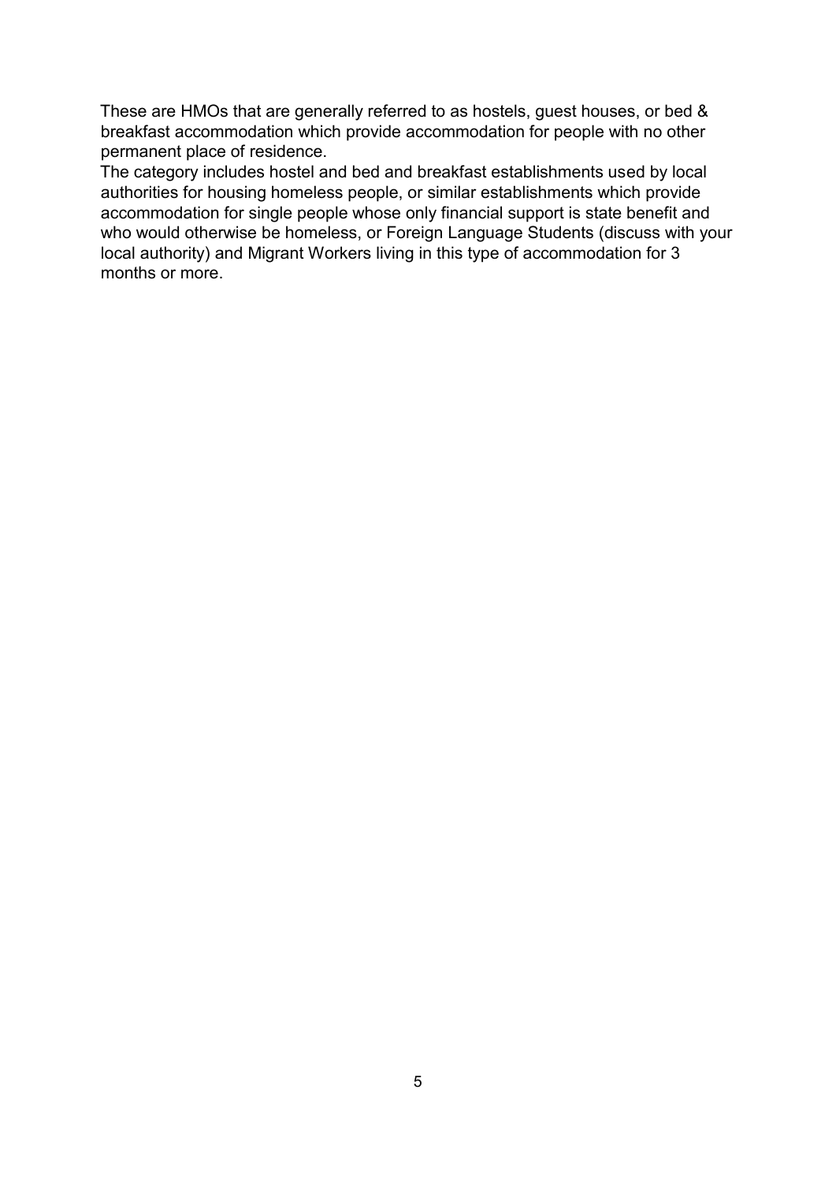These are HMOs that are generally referred to as hostels, guest houses, or bed & breakfast accommodation which provide accommodation for people with no other permanent place of residence.

The category includes hostel and bed and breakfast establishments used by local authorities for housing homeless people, or similar establishments which provide accommodation for single people whose only financial support is state benefit and who would otherwise be homeless, or Foreign Language Students (discuss with your local authority) and Migrant Workers living in this type of accommodation for 3 months or more.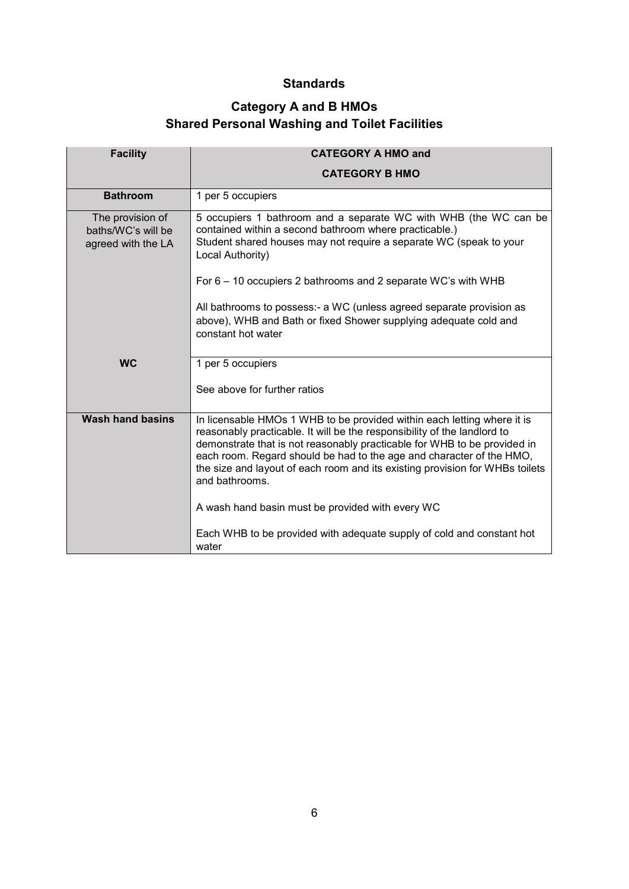## Standards

## Category A and B HMOs
## Shared Personal Washing and Toilet Facilities

| Facility | CATEGORY A HMO and<br><br>CATEGORY B HMO |
|---|---|
| **Bathroom** | 1 per 5 occupiers |
| The provision of baths/WC's will be agreed with the LA | 5 occupiers 1 bathroom and a separate WC with WHB (the WC can be contained within a second bathroom where practicable.)<br>Student shared houses may not require a separate WC (speak to your Local Authority)<br><br>For 6 – 10 occupiers 2 bathrooms and 2 separate WC's with WHB<br><br>All bathrooms to possess:- a WC (unless agreed separate provision as above), WHB and Bath or fixed Shower supplying adequate cold and constant hot water |
| **WC** | 1 per 5 occupiers<br><br>See above for further ratios |
| **Wash hand basins** | In licensable HMOs 1 WHB to be provided within each letting where it is reasonably practicable. It will be the responsibility of the landlord to demonstrate that is not reasonably practicable for WHB to be provided in each room. Regard should be had to the age and character of the HMO, the size and layout of each room and its existing provision for WHBs toilets and bathrooms.<br><br>A wash hand basin must be provided with every WC<br><br>Each WHB to be provided with adequate supply of cold and constant hot water |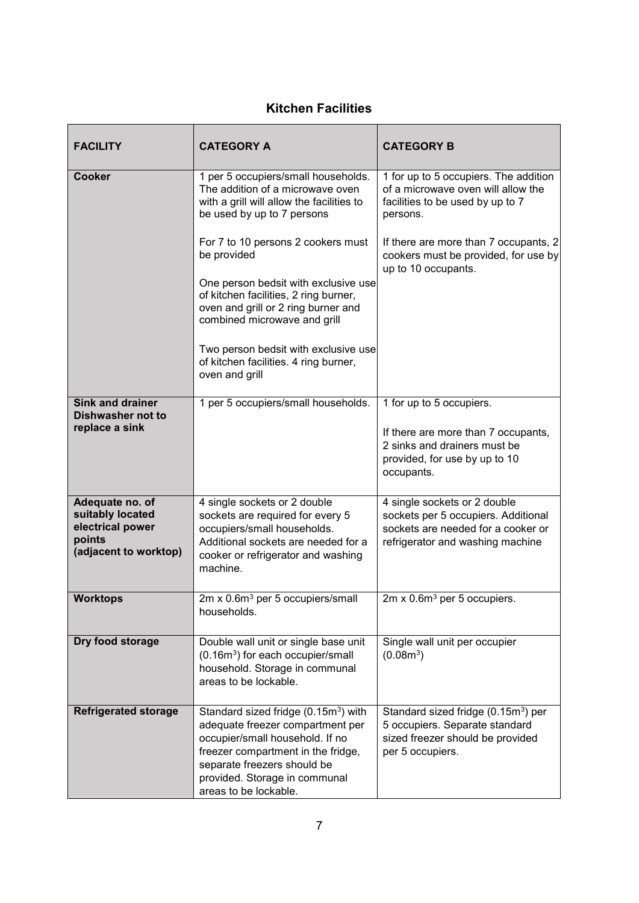## Kitchen Facilities

| FACILITY | CATEGORY A | CATEGORY B |
|---|---|---|
| **Cooker** | 1 per 5 occupiers/small households. The addition of a microwave oven with a grill will allow the facilities to be used by up to 7 persons<br><br>For 7 to 10 persons 2 cookers must be provided<br><br>One person bedsit with exclusive use of kitchen facilities, 2 ring burner, oven and grill or 2 ring burner and combined microwave and grill<br><br>Two person bedsit with exclusive use of kitchen facilities. 4 ring burner, oven and grill | 1 for up to 5 occupiers. The addition of a microwave oven will allow the facilities to be used by up to 7 persons.<br><br>If there are more than 7 occupants, 2 cookers must be provided, for use by up to 10 occupants. |
| **Sink and drainer Dishwasher not to replace a sink** | 1 per 5 occupiers/small households. | 1 for up to 5 occupiers.<br><br>If there are more than 7 occupants, 2 sinks and drainers must be provided, for use by up to 10 occupants. |
| **Adequate no. of suitably located electrical power points (adjacent to worktop)** | 4 single sockets or 2 double sockets are required for every 5 occupiers/small households. Additional sockets are needed for a cooker or refrigerator and washing machine. | 4 single sockets or 2 double sockets per 5 occupiers. Additional sockets are needed for a cooker or refrigerator and washing machine |
| **Worktops** | 2m x 0.6$m^3$ per 5 occupiers/small households. | 2m x 0.6$m^3$ per 5 occupiers. |
| **Dry food storage** | Double wall unit or single base unit (0.16$m^3$) for each occupier/small household. Storage in communal areas to be lockable. | Single wall unit per occupier (0.08$m^3$) |
| **Refrigerated storage** | Standard sized fridge (0.15$m^3$) with adequate freezer compartment per occupier/small household. If no freezer compartment in the fridge, separate freezers should be provided. Storage in communal areas to be lockable. | Standard sized fridge (0.15$m^3$) per 5 occupiers. Separate standard sized freezer should be provided per 5 occupiers. |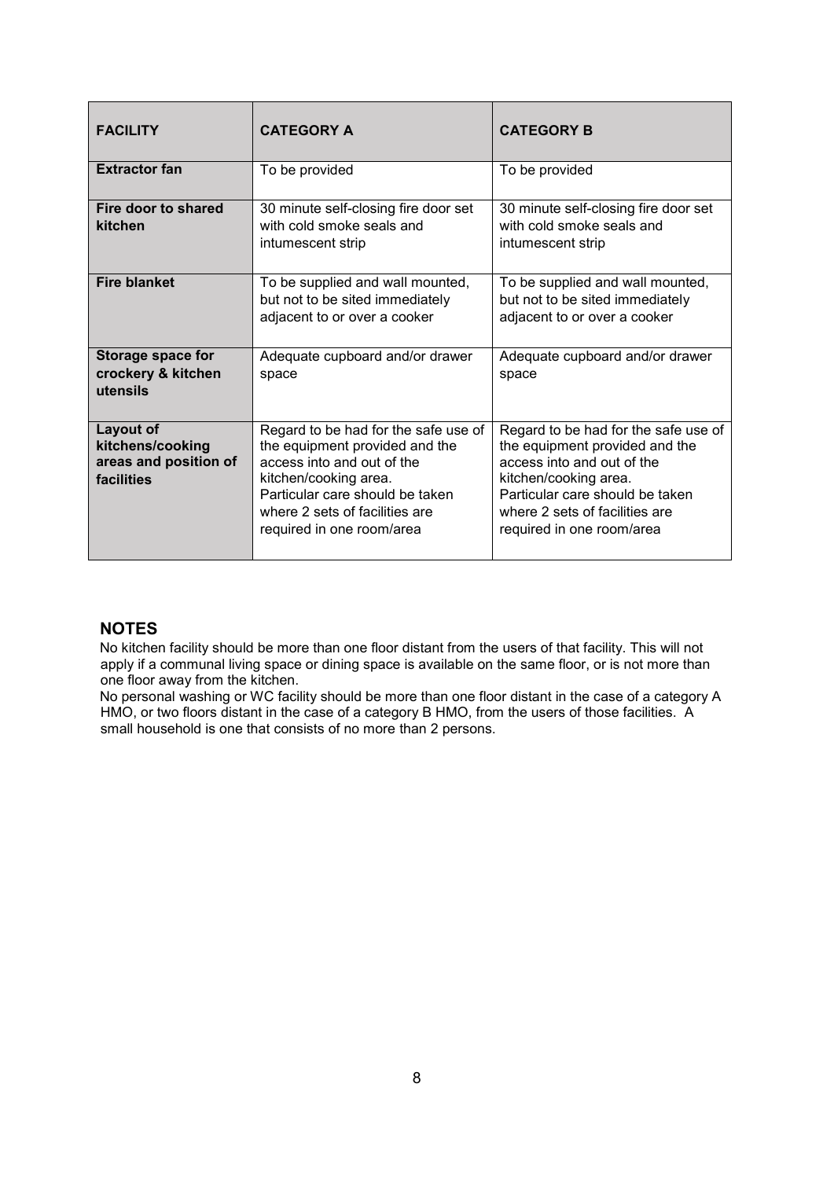| FACILITY | CATEGORY A | CATEGORY B |
|---|---|---|
| **Extractor fan** | To be provided | To be provided |
| **Fire door to shared kitchen** | 30 minute self-closing fire door set with cold smoke seals and intumescent strip | 30 minute self-closing fire door set with cold smoke seals and intumescent strip |
| **Fire blanket** | To be supplied and wall mounted, but not to be sited immediately adjacent to or over a cooker | To be supplied and wall mounted, but not to be sited immediately adjacent to or over a cooker |
| **Storage space for crockery & kitchen utensils** | Adequate cupboard and/or drawer space | Adequate cupboard and/or drawer space |
| **Layout of kitchens/cooking areas and position of facilities** | Regard to be had for the safe use of the equipment provided and the access into and out of the kitchen/cooking area. Particular care should be taken where 2 sets of facilities are required in one room/area | Regard to be had for the safe use of the equipment provided and the access into and out of the kitchen/cooking area. Particular care should be taken where 2 sets of facilities are required in one room/area |

## NOTES

No kitchen facility should be more than one floor distant from the users of that facility. This will not apply if a communal living space or dining space is available on the same floor, or is not more than one floor away from the kitchen.

No personal washing or WC facility should be more than one floor distant in the case of a category A HMO, or two floors distant in the case of a category B HMO, from the users of those facilities. A small household is one that consists of no more than 2 persons.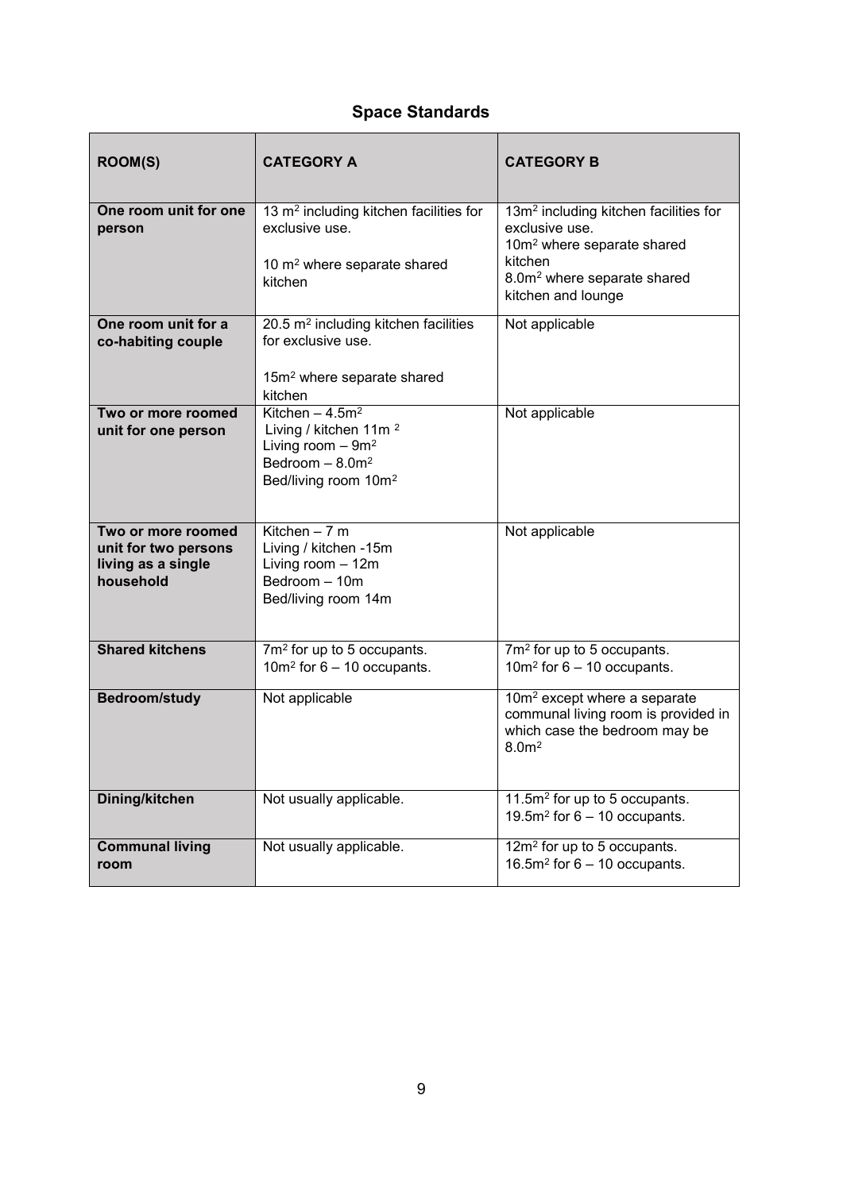## Space Standards

| ROOM(S) | CATEGORY A | CATEGORY B |
|---|---|---|
| **One room unit for one person** | 13 $m^2$ including kitchen facilities for exclusive use.<br><br>10 $m^2$ where separate shared kitchen | 13$m^2$ including kitchen facilities for exclusive use.<br>10$m^2$ where separate shared kitchen<br>8.0$m^2$ where separate shared kitchen and lounge |
| **One room unit for a co-habiting couple** | 20.5 $m^2$ including kitchen facilities for exclusive use.<br><br>15$m^2$ where separate shared kitchen | Not applicable |
| **Two or more roomed unit for one person** | Kitchen – 4.5$m^2$<br>Living / kitchen 11m $^2$<br>Living room – 9$m^2$<br>Bedroom – 8.0$m^2$<br>Bed/living room 10$m^2$ | Not applicable |
| **Two or more roomed unit for two persons living as a single household** | Kitchen – 7 m<br>Living / kitchen -15m<br>Living room – 12m<br>Bedroom – 10m<br>Bed/living room 14m | Not applicable |
| **Shared kitchens** | 7$m^2$ for up to 5 occupants.<br>10$m^2$ for 6 – 10 occupants. | 7$m^2$ for up to 5 occupants.<br>10$m^2$ for 6 – 10 occupants. |
| **Bedroom/study** | Not applicable | 10$m^2$ except where a separate communal living room is provided in which case the bedroom may be 8.0$m^2$ |
| **Dining/kitchen** | Not usually applicable. | 11.5$m^2$ for up to 5 occupants.<br>19.5$m^2$ for 6 – 10 occupants. |
| **Communal living room** | Not usually applicable. | 12$m^2$ for up to 5 occupants.<br>16.5$m^2$ for 6 – 10 occupants. |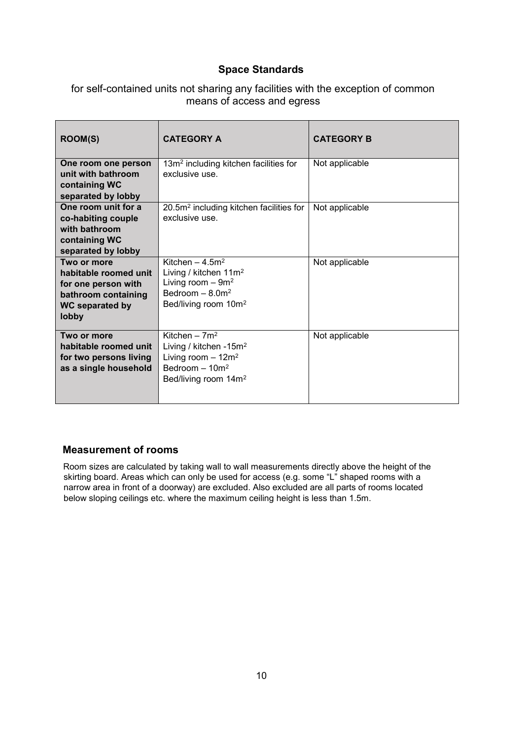## Space Standards

for self-contained units not sharing any facilities with the exception of common means of access and egress

| ROOM(S) | CATEGORY A | CATEGORY B |
|---|---|---|
| **One room one person unit with bathroom containing WC separated by lobby** | $13m^2$ including kitchen facilities for exclusive use. | Not applicable |
| **One room unit for a co-habiting couple with bathroom containing WC separated by lobby** | $20.5m^2$ including kitchen facilities for exclusive use. | Not applicable |
| **Two or more habitable roomed unit for one person with bathroom containing WC separated by lobby** | Kitchen – $4.5m^2$<br>Living / kitchen $11m^2$<br>Living room – $9m^2$<br>Bedroom – $8.0m^2$<br>Bed/living room $10m^2$ | Not applicable |
| **Two or more habitable roomed unit for two persons living as a single household** | Kitchen – $7m^2$<br>Living / kitchen -$15m^2$<br>Living room – $12m^2$<br>Bedroom – $10m^2$<br>Bed/living room $14m^2$ | Not applicable |

### Measurement of rooms

Room sizes are calculated by taking wall to wall measurements directly above the height of the skirting board. Areas which can only be used for access (e.g. some "L" shaped rooms with a narrow area in front of a doorway) are excluded. Also excluded are all parts of rooms located below sloping ceilings etc. where the maximum ceiling height is less than 1.5m.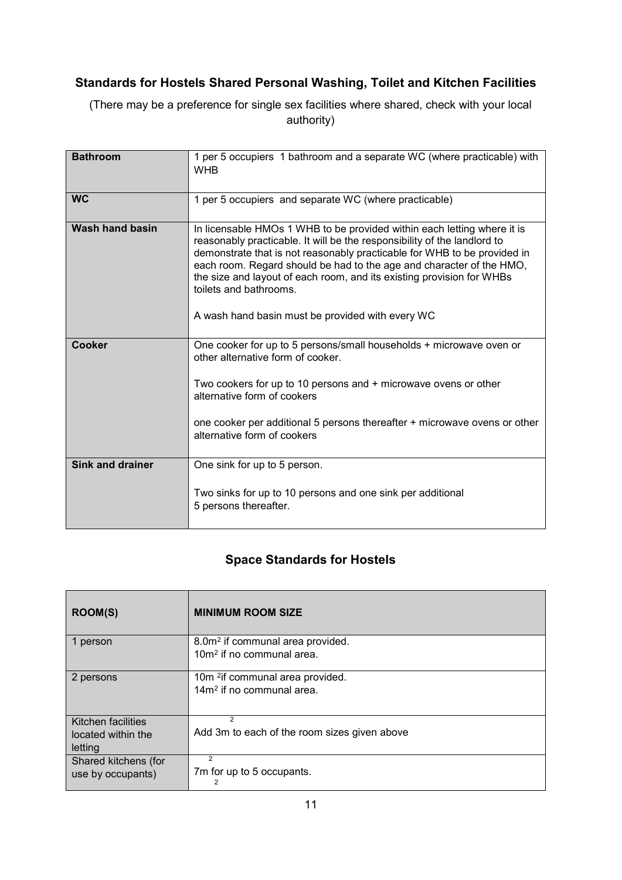### Standards for Hostels Shared Personal Washing, Toilet and Kitchen Facilities

(There may be a preference for single sex facilities where shared, check with your local authority)

| | |
|---|---|
| **Bathroom** | 1 per 5 occupiers 1 bathroom and a separate WC (where practicable) with WHB |
| **WC** | 1 per 5 occupiers and separate WC (where practicable) |
| **Wash hand basin** | In licensable HMOs 1 WHB to be provided within each letting where it is reasonably practicable. It will be the responsibility of the landlord to demonstrate that is not reasonably practicable for WHB to be provided in each room. Regard should be had to the age and character of the HMO, the size and layout of each room, and its existing provision for WHBs toilets and bathrooms.<br><br>A wash hand basin must be provided with every WC |
| **Cooker** | One cooker for up to 5 persons/small households + microwave oven or other alternative form of cooker.<br><br>Two cookers for up to 10 persons and + microwave ovens or other alternative form of cookers<br><br>one cooker per additional 5 persons thereafter + microwave ovens or other alternative form of cookers |
| **Sink and drainer** | One sink for up to 5 person.<br><br>Two sinks for up to 10 persons and one sink per additional 5 persons thereafter. |

### Space Standards for Hostels

| **ROOM(S)** | **MINIMUM ROOM SIZE** |
|---|---|
| 1 person | 8.0m$^2$ if communal area provided.<br>10m$^2$ if no communal area. |
| 2 persons | 10m$^2$ if communal area provided.<br>14m$^2$ if no communal area. |
| Kitchen facilities located within the letting | Add 3m$^2$ to each of the room sizes given above |
| Shared kitchens (for use by occupants) | 7m$^2$ for up to 5 occupants. |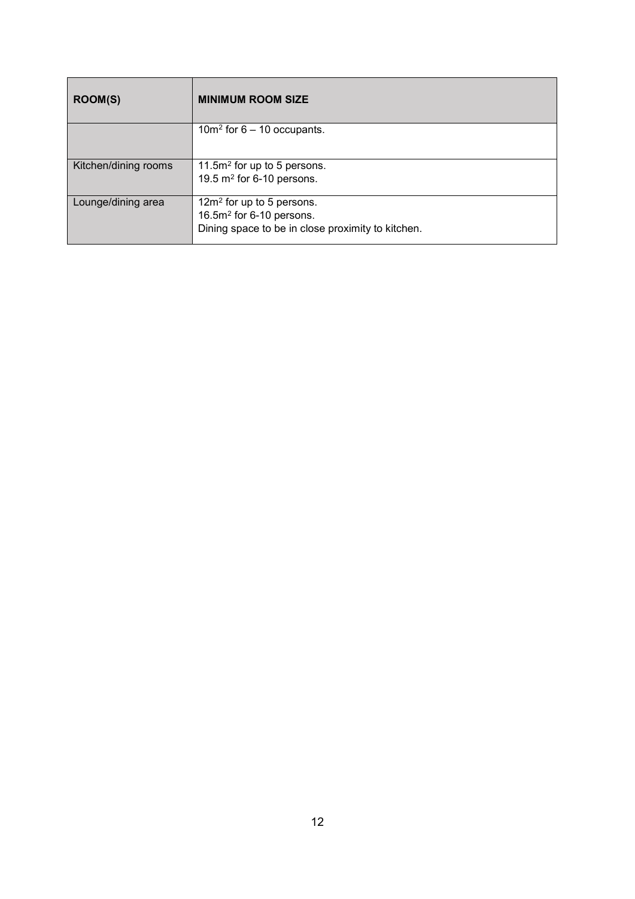| ROOM(S) | MINIMUM ROOM SIZE |
|---|---|
| | $10m^2$ for 6 – 10 occupants. |
| Kitchen/dining rooms | $11.5m^2$ for up to 5 persons.<br>$19.5\ m^2$ for 6-10 persons. |
| Lounge/dining area | $12m^2$ for up to 5 persons.<br>$16.5m^2$ for 6-10 persons.<br>Dining space to be in close proximity to kitchen. |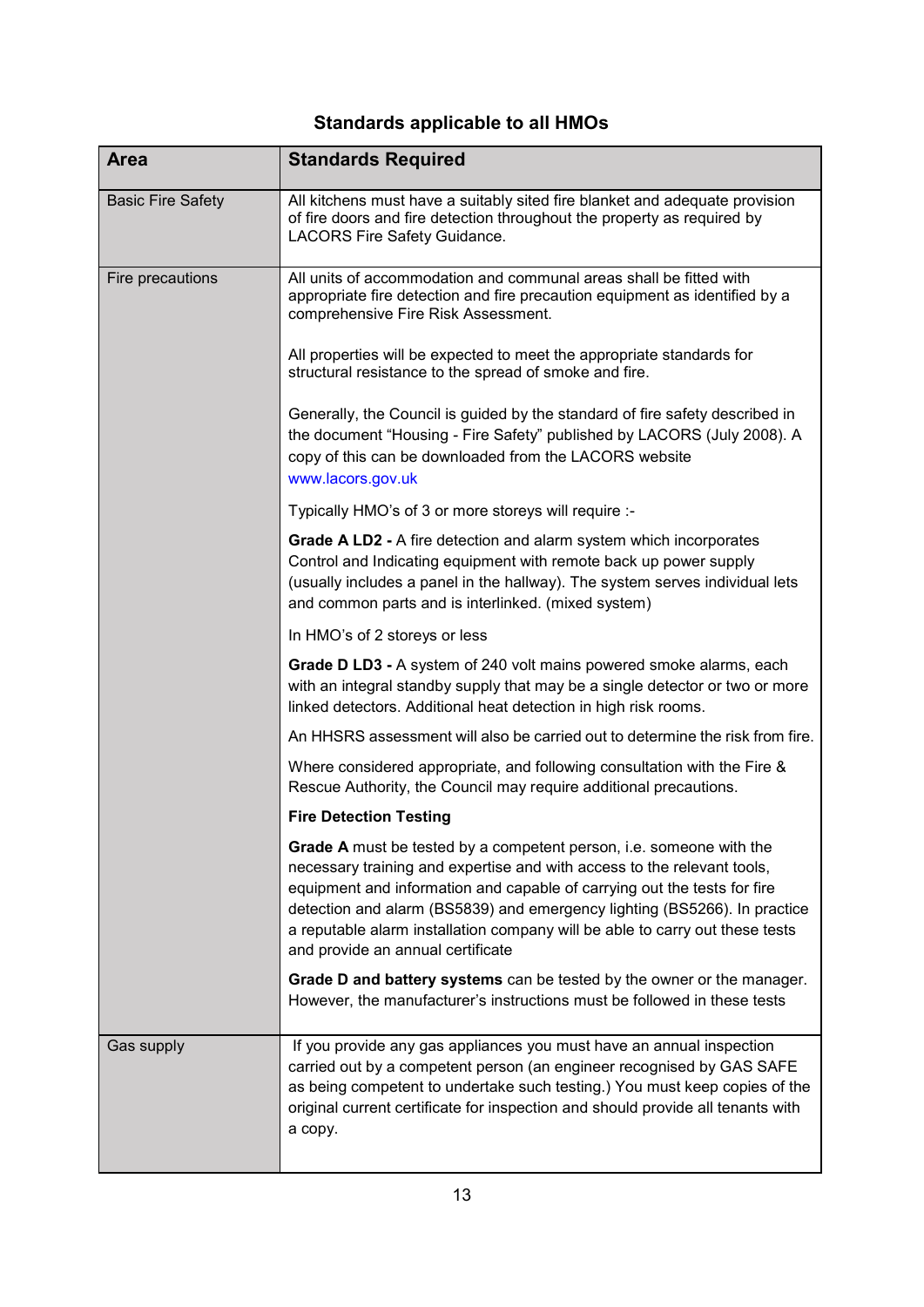## Standards applicable to all HMOs

| Area | Standards Required |
|---|---|
| Basic Fire Safety | All kitchens must have a suitably sited fire blanket and adequate provision of fire doors and fire detection throughout the property as required by LACORS Fire Safety Guidance. |
| Fire precautions | All units of accommodation and communal areas shall be fitted with appropriate fire detection and fire precaution equipment as identified by a comprehensive Fire Risk Assessment.<br><br>All properties will be expected to meet the appropriate standards for structural resistance to the spread of smoke and fire.<br><br>Generally, the Council is guided by the standard of fire safety described in the document "Housing - Fire Safety" published by LACORS (July 2008). A copy of this can be downloaded from the LACORS website www.lacors.gov.uk<br><br>Typically HMO's of 3 or more storeys will require :-<br><br>**Grade A LD2 -** A fire detection and alarm system which incorporates Control and Indicating equipment with remote back up power supply (usually includes a panel in the hallway). The system serves individual lets and common parts and is interlinked. (mixed system)<br><br>In HMO's of 2 storeys or less<br><br>**Grade D LD3 -** A system of 240 volt mains powered smoke alarms, each with an integral standby supply that may be a single detector or two or more linked detectors. Additional heat detection in high risk rooms.<br><br>An HHSRS assessment will also be carried out to determine the risk from fire.<br><br>Where considered appropriate, and following consultation with the Fire & Rescue Authority, the Council may require additional precautions.<br><br>**Fire Detection Testing**<br><br>**Grade A** must be tested by a competent person, i.e. someone with the necessary training and expertise and with access to the relevant tools, equipment and information and capable of carrying out the tests for fire detection and alarm (BS5839) and emergency lighting (BS5266). In practice a reputable alarm installation company will be able to carry out these tests and provide an annual certificate<br><br>**Grade D and battery systems** can be tested by the owner or the manager. However, the manufacturer's instructions must be followed in these tests |
| Gas supply | If you provide any gas appliances you must have an annual inspection carried out by a competent person (an engineer recognised by GAS SAFE as being competent to undertake such testing.) You must keep copies of the original current certificate for inspection and should provide all tenants with a copy. |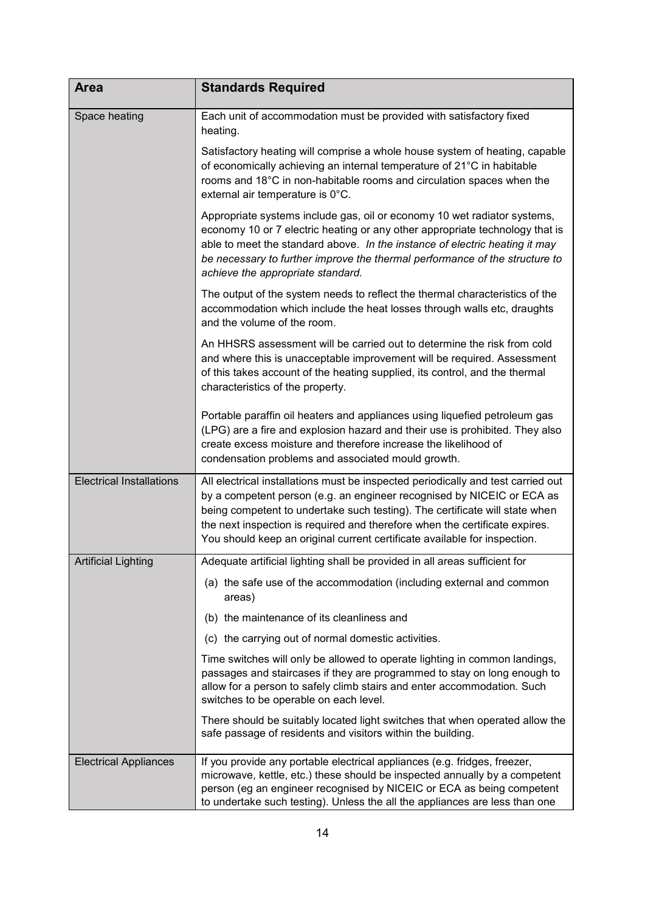| Area | Standards Required |
| --- | --- |
| Space heating | Each unit of accommodation must be provided with satisfactory fixed heating.<br><br>Satisfactory heating will comprise a whole house system of heating, capable of economically achieving an internal temperature of 21°C in habitable rooms and 18°C in non-habitable rooms and circulation spaces when the external air temperature is 0°C.<br><br>Appropriate systems include gas, oil or economy 10 wet radiator systems, economy 10 or 7 electric heating or any other appropriate technology that is able to meet the standard above. *In the instance of electric heating it may be necessary to further improve the thermal performance of the structure to achieve the appropriate standard.*<br><br>The output of the system needs to reflect the thermal characteristics of the accommodation which include the heat losses through walls etc, draughts and the volume of the room.<br><br>An HHSRS assessment will be carried out to determine the risk from cold and where this is unacceptable improvement will be required. Assessment of this takes account of the heating supplied, its control, and the thermal characteristics of the property.<br><br>Portable paraffin oil heaters and appliances using liquefied petroleum gas (LPG) are a fire and explosion hazard and their use is prohibited. They also create excess moisture and therefore increase the likelihood of condensation problems and associated mould growth. |
| Electrical Installations | All electrical installations must be inspected periodically and test carried out by a competent person (e.g. an engineer recognised by NICEIC or ECA as being competent to undertake such testing). The certificate will state when the next inspection is required and therefore when the certificate expires. You should keep an original current certificate available for inspection. |
| Artificial Lighting | Adequate artificial lighting shall be provided in all areas sufficient for<br><br>(a) the safe use of the accommodation (including external and common areas)<br><br>(b) the maintenance of its cleanliness and<br><br>(c) the carrying out of normal domestic activities.<br><br>Time switches will only be allowed to operate lighting in common landings, passages and staircases if they are programmed to stay on long enough to allow for a person to safely climb stairs and enter accommodation. Such switches to be operable on each level.<br><br>There should be suitably located light switches that when operated allow the safe passage of residents and visitors within the building. |
| Electrical Appliances | If you provide any portable electrical appliances (e.g. fridges, freezer, microwave, kettle, etc.) these should be inspected annually by a competent person (eg an engineer recognised by NICEIC or ECA as being competent to undertake such testing). Unless the all the appliances are less than one |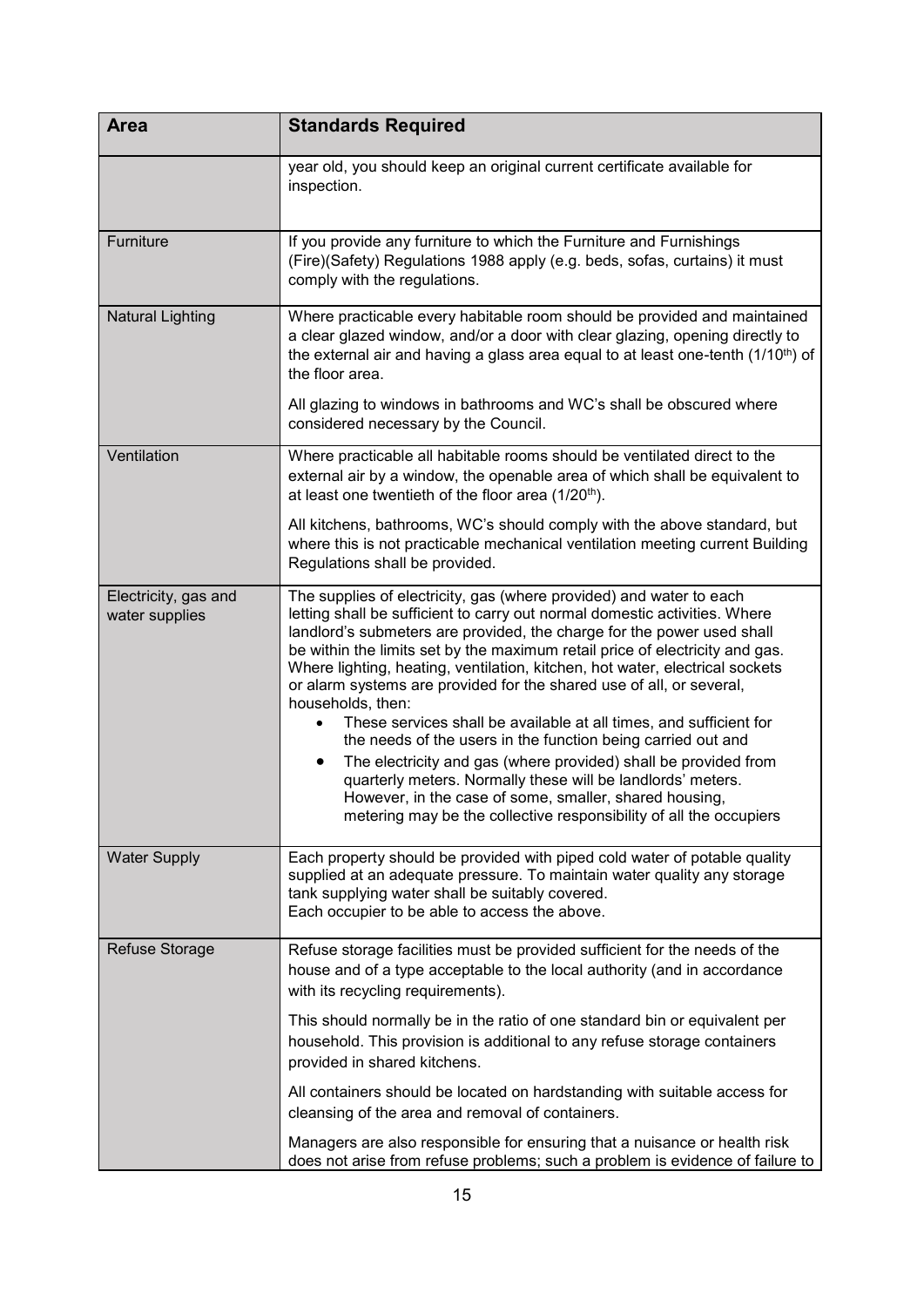| Area | Standards Required |
|---|---|
| | year old, you should keep an original current certificate available for inspection. |
| Furniture | If you provide any furniture to which the Furniture and Furnishings (Fire)(Safety) Regulations 1988 apply (e.g. beds, sofas, curtains) it must comply with the regulations. |
| Natural Lighting | Where practicable every habitable room should be provided and maintained a clear glazed window, and/or a door with clear glazing, opening directly to the external air and having a glass area equal to at least one-tenth (1/10th) of the floor area.<br><br>All glazing to windows in bathrooms and WC's shall be obscured where considered necessary by the Council. |
| Ventilation | Where practicable all habitable rooms should be ventilated direct to the external air by a window, the openable area of which shall be equivalent to at least one twentieth of the floor area (1/20th).<br><br>All kitchens, bathrooms, WC's should comply with the above standard, but where this is not practicable mechanical ventilation meeting current Building Regulations shall be provided. |
| Electricity, gas and water supplies | The supplies of electricity, gas (where provided) and water to each letting shall be sufficient to carry out normal domestic activities. Where landlord's submeters are provided, the charge for the power used shall be within the limits set by the maximum retail price of electricity and gas. Where lighting, heating, ventilation, kitchen, hot water, electrical sockets or alarm systems are provided for the shared use of all, or several, households, then:<br>• These services shall be available at all times, and sufficient for the needs of the users in the function being carried out and<br>• The electricity and gas (where provided) shall be provided from quarterly meters. Normally these will be landlords' meters. However, in the case of some, smaller, shared housing, metering may be the collective responsibility of all the occupiers |
| Water Supply | Each property should be provided with piped cold water of potable quality supplied at an adequate pressure. To maintain water quality any storage tank supplying water shall be suitably covered.<br>Each occupier to be able to access the above. |
| Refuse Storage | Refuse storage facilities must be provided sufficient for the needs of the house and of a type acceptable to the local authority (and in accordance with its recycling requirements).<br><br>This should normally be in the ratio of one standard bin or equivalent per household. This provision is additional to any refuse storage containers provided in shared kitchens.<br><br>All containers should be located on hardstanding with suitable access for cleansing of the area and removal of containers.<br><br>Managers are also responsible for ensuring that a nuisance or health risk does not arise from refuse problems; such a problem is evidence of failure to |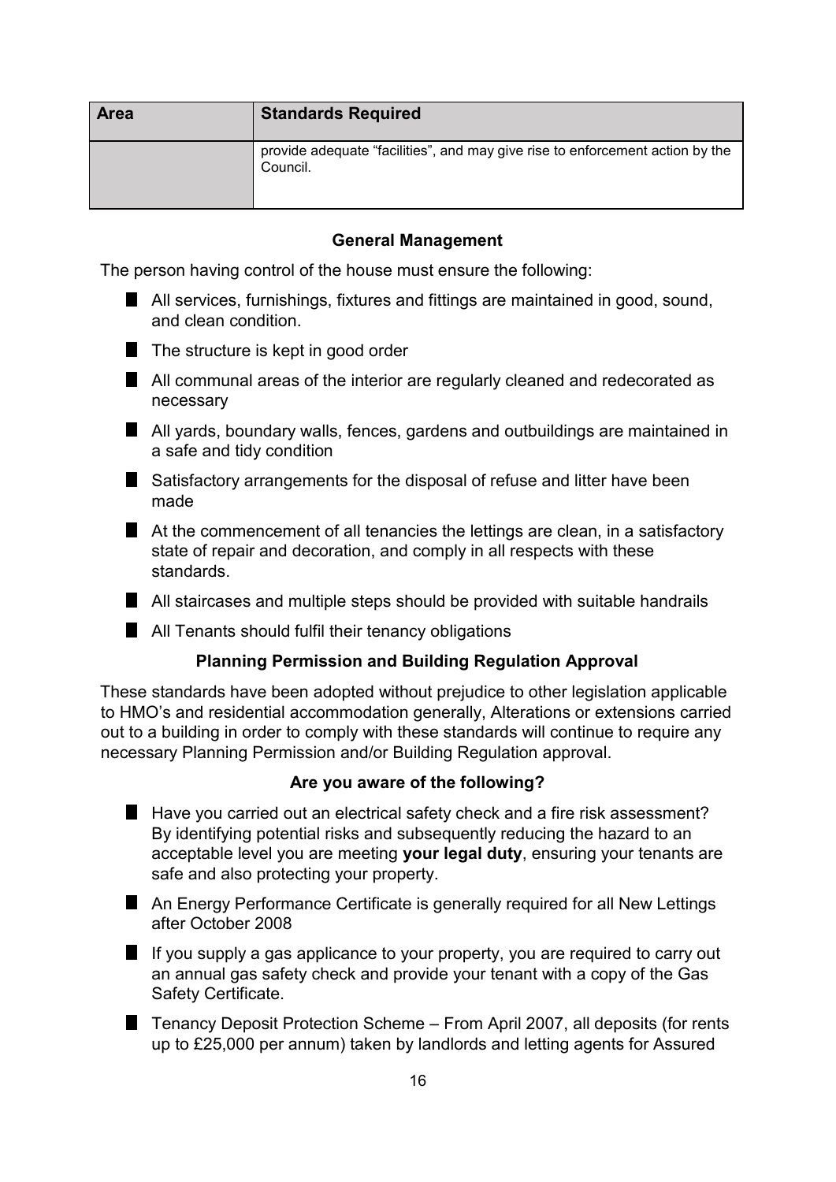| Area | Standards Required |
|---|---|
| | provide adequate "facilities", and may give rise to enforcement action by the Council. |

### General Management

The person having control of the house must ensure the following:

- All services, furnishings, fixtures and fittings are maintained in good, sound, and clean condition.
- The structure is kept in good order
- All communal areas of the interior are regularly cleaned and redecorated as necessary
- All yards, boundary walls, fences, gardens and outbuildings are maintained in a safe and tidy condition
- Satisfactory arrangements for the disposal of refuse and litter have been made
- At the commencement of all tenancies the lettings are clean, in a satisfactory state of repair and decoration, and comply in all respects with these standards.
- All staircases and multiple steps should be provided with suitable handrails
- All Tenants should fulfil their tenancy obligations

### Planning Permission and Building Regulation Approval

These standards have been adopted without prejudice to other legislation applicable to HMO's and residential accommodation generally, Alterations or extensions carried out to a building in order to comply with these standards will continue to require any necessary Planning Permission and/or Building Regulation approval.

### Are you aware of the following?

- Have you carried out an electrical safety check and a fire risk assessment? By identifying potential risks and subsequently reducing the hazard to an acceptable level you are meeting **your legal duty**, ensuring your tenants are safe and also protecting your property.
- An Energy Performance Certificate is generally required for all New Lettings after October 2008
- If you supply a gas applicance to your property, you are required to carry out an annual gas safety check and provide your tenant with a copy of the Gas Safety Certificate.
- Tenancy Deposit Protection Scheme – From April 2007, all deposits (for rents up to £25,000 per annum) taken by landlords and letting agents for Assured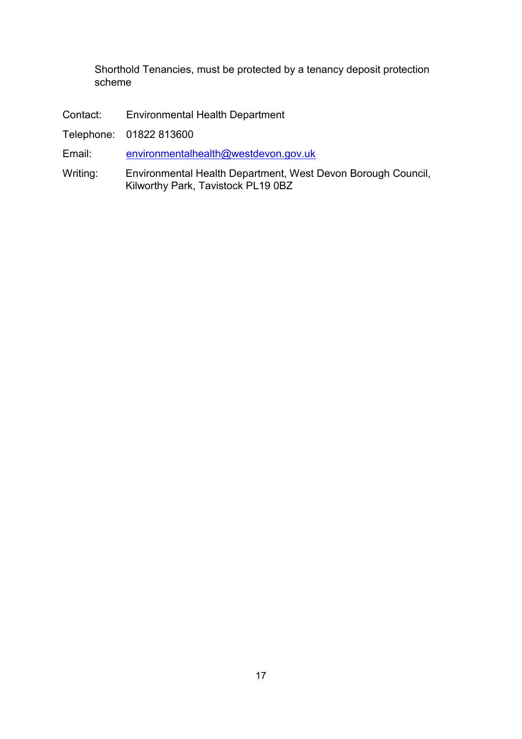Shorthold Tenancies, must be protected by a tenancy deposit protection scheme

Contact: Environmental Health Department

Telephone: 01822 813600

Email: environmentalhealth@westdevon.gov.uk

Writing: Environmental Health Department, West Devon Borough Council, Kilworthy Park, Tavistock PL19 0BZ